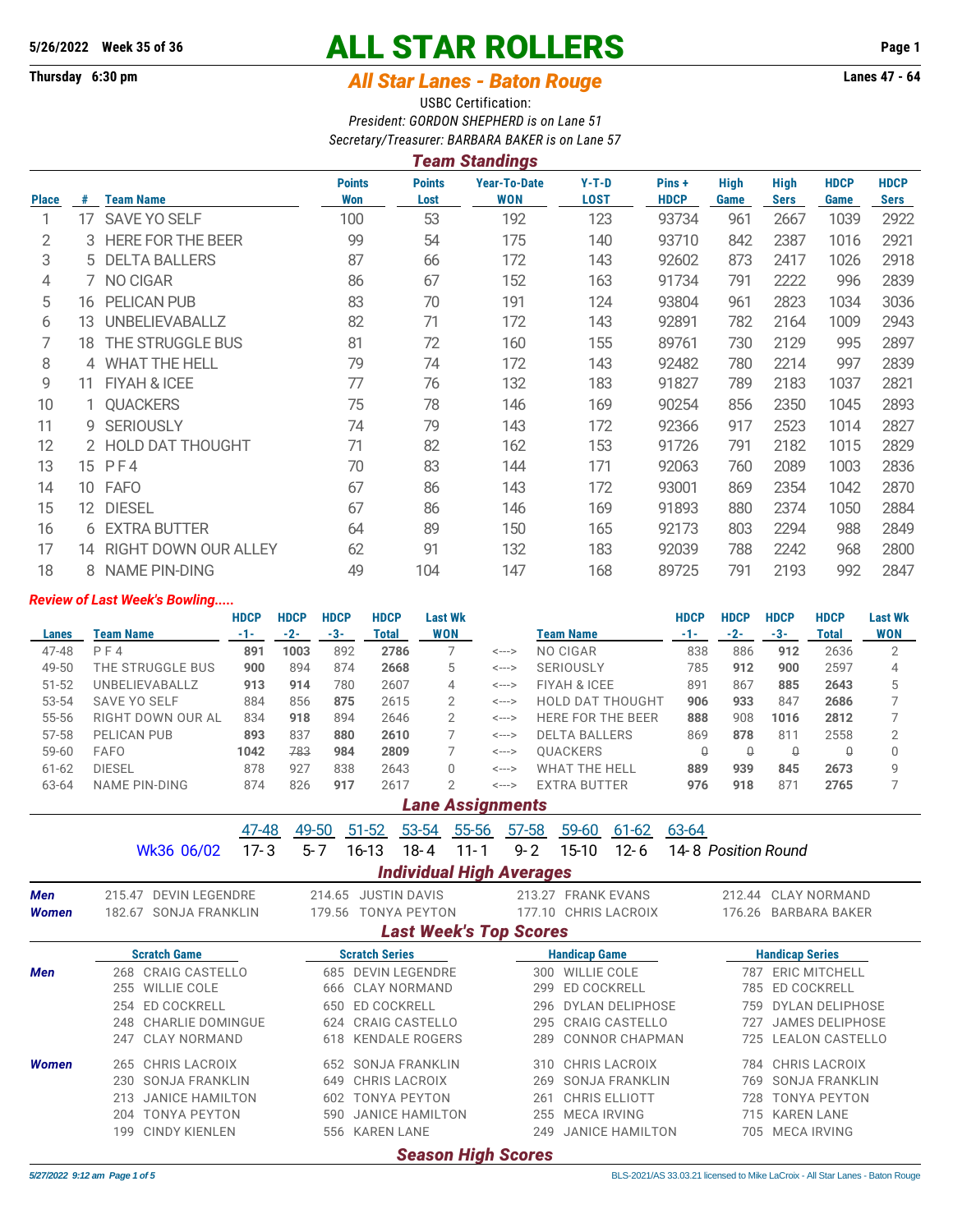**5/26/2022 Week 35 of 36**

**Thursday 6:30 pm**

# ALL STAR ROLLERS

## *All Star Lanes - Baton Rouge*

**Lanes 47 - 64**

USBC Certification:

*President: GORDON SHEPHERD is on Lane 51*

*Secretary/Treasurer: BARBARA BAKER is on Lane 57*

### *Team Standings*

| Place | # | Team Name | Points Won | Points Lost | Year-To-Date WON | Y-T-D LOST | Pins + HDCP | High Game | High Sers | HDCP Game | HDCP Sers |
|---|---|---|---|---|---|---|---|---|---|---|---|
| 1 | 17 | SAVE YO SELF | 100 | 53 | 192 | 123 | 93734 | 961 | 2667 | 1039 | 2922 |
| 2 | 3 | HERE FOR THE BEER | 99 | 54 | 175 | 140 | 93710 | 842 | 2387 | 1016 | 2921 |
| 3 | 5 | DELTA BALLERS | 87 | 66 | 172 | 143 | 92602 | 873 | 2417 | 1026 | 2918 |
| 4 | 7 | NO CIGAR | 86 | 67 | 152 | 163 | 91734 | 791 | 2222 | 996 | 2839 |
| 5 | 16 | PELICAN PUB | 83 | 70 | 191 | 124 | 93804 | 961 | 2823 | 1034 | 3036 |
| 6 | 13 | UNBELIEVABALLZ | 82 | 71 | 172 | 143 | 92891 | 782 | 2164 | 1009 | 2943 |
| 7 | 18 | THE STRUGGLE BUS | 81 | 72 | 160 | 155 | 89761 | 730 | 2129 | 995 | 2897 |
| 8 | 4 | WHAT THE HELL | 79 | 74 | 172 | 143 | 92482 | 780 | 2214 | 997 | 2839 |
| 9 | 11 | FIYAH & ICEE | 77 | 76 | 132 | 183 | 91827 | 789 | 2183 | 1037 | 2821 |
| 10 | 1 | QUACKERS | 75 | 78 | 146 | 169 | 90254 | 856 | 2350 | 1045 | 2893 |
| 11 | 9 | SERIOUSLY | 74 | 79 | 143 | 172 | 92366 | 917 | 2523 | 1014 | 2827 |
| 12 | 2 | HOLD DAT THOUGHT | 71 | 82 | 162 | 153 | 91726 | 791 | 2182 | 1015 | 2829 |
| 13 | 15 | P F 4 | 70 | 83 | 144 | 171 | 92063 | 760 | 2089 | 1003 | 2836 |
| 14 | 10 | FAFO | 67 | 86 | 143 | 172 | 93001 | 869 | 2354 | 1042 | 2870 |
| 15 | 12 | DIESEL | 67 | 86 | 146 | 169 | 91893 | 880 | 2374 | 1050 | 2884 |
| 16 | 6 | EXTRA BUTTER | 64 | 89 | 150 | 165 | 92173 | 803 | 2294 | 988 | 2849 |
| 17 | 14 | RIGHT DOWN OUR ALLEY | 62 | 91 | 132 | 183 | 92039 | 788 | 2242 | 968 | 2800 |
| 18 | 8 | NAME PIN-DING | 49 | 104 | 147 | 168 | 89725 | 791 | 2193 | 992 | 2847 |

***Review of Last Week's Bowling.....***

| Lanes | Team Name | HDCP -1- | HDCP -2- | HDCP -3- | HDCP Total | Last Wk WON | | Team Name | HDCP -1- | HDCP -2- | HDCP -3- | HDCP Total | Last Wk WON |
|---|---|---|---|---|---|---|---|---|---|---|---|---|---|
| 47-48 | P F 4 | **891** | **1003** | 892 | **2786** | 7 | <---> | NO CIGAR | 838 | 886 | **912** | 2636 | 2 |
| 49-50 | THE STRUGGLE BUS | **900** | 894 | 874 | **2668** | 5 | <---> | SERIOUSLY | 785 | **912** | **900** | 2597 | 4 |
| 51-52 | UNBELIEVABALLZ | **913** | **914** | 780 | 2607 | 4 | <---> | FIYAH & ICEE | 891 | 867 | **885** | **2643** | 5 |
| 53-54 | SAVE YO SELF | 884 | 856 | **875** | 2615 | 2 | <---> | HOLD DAT THOUGHT | **906** | **933** | 847 | **2686** | 7 |
| 55-56 | RIGHT DOWN OUR AL | 834 | **918** | 894 | 2646 | 2 | <---> | HERE FOR THE BEER | **888** | 908 | **1016** | **2812** | 7 |
| 57-58 | PELICAN PUB | **893** | 837 | **880** | **2610** | 7 | <---> | DELTA BALLERS | 869 | **878** | 811 | 2558 | 2 |
| 59-60 | FAFO | **1042** | ~~783~~ | **984** | **2809** | 7 | <---> | QUACKERS | ~~0~~ | ~~0~~ | ~~0~~ | ~~0~~ | 0 |
| 61-62 | DIESEL | 878 | 927 | 838 | 2643 | 0 | <---> | WHAT THE HELL | **889** | **939** | **845** | **2673** | 9 |
| 63-64 | NAME PIN-DING | 874 | 826 | **917** | 2617 | 2 | <---> | EXTRA BUTTER | **976** | **918** | 871 | **2765** | 7 |

### *Lane Assignments*

| | 47-48 | 49-50 | 51-52 | 53-54 | 55-56 | 57-58 | 59-60 | 61-62 | 63-64 | |
|---|---|---|---|---|---|---|---|---|---|---|
| Wk36 06/02 | 17-3 | 5-7 | 16-13 | 18-4 | 11-1 | 9-2 | 15-10 | 12-6 | 14-8 | *Position Round* |

### *Individual High Averages*

| | | | | |
|---|---|---|---|---|
| ***Men*** | 215.47 DEVIN LEGENDRE | 214.65 JUSTIN DAVIS | 213.27 FRANK EVANS | 212.44 CLAY NORMAND |
| ***Women*** | 182.67 SONJA FRANKLIN | 179.56 TONYA PEYTON | 177.10 CHRIS LACROIX | 176.26 BARBARA BAKER |

### *Last Week's Top Scores*

| | Scratch Game | Scratch Series | Handicap Game | Handicap Series |
|---|---|---|---|---|
| ***Men*** | 268 CRAIG CASTELLO | 685 DEVIN LEGENDRE | 300 WILLIE COLE | 787 ERIC MITCHELL |
| | 255 WILLIE COLE | 666 CLAY NORMAND | 299 ED COCKRELL | 785 ED COCKRELL |
| | 254 ED COCKRELL | 650 ED COCKRELL | 296 DYLAN DELIPHOSE | 759 DYLAN DELIPHOSE |
| | 248 CHARLIE DOMINGUE | 624 CRAIG CASTELLO | 295 CRAIG CASTELLO | 727 JAMES DELIPHOSE |
| | 247 CLAY NORMAND | 618 KENDALE ROGERS | 289 CONNOR CHAPMAN | 725 LEALON CASTELLO |
| ***Women*** | 265 CHRIS LACROIX | 652 SONJA FRANKLIN | 310 CHRIS LACROIX | 784 CHRIS LACROIX |
| | 230 SONJA FRANKLIN | 649 CHRIS LACROIX | 269 SONJA FRANKLIN | 769 SONJA FRANKLIN |
| | 213 JANICE HAMILTON | 602 TONYA PEYTON | 261 CHRIS ELLIOTT | 728 TONYA PEYTON |
| | 204 TONYA PEYTON | 590 JANICE HAMILTON | 255 MECA IRVING | 715 KAREN LANE |
| | 199 CINDY KIENLEN | 556 KAREN LANE | 249 JANICE HAMILTON | 705 MECA IRVING |

### *Season High Scores*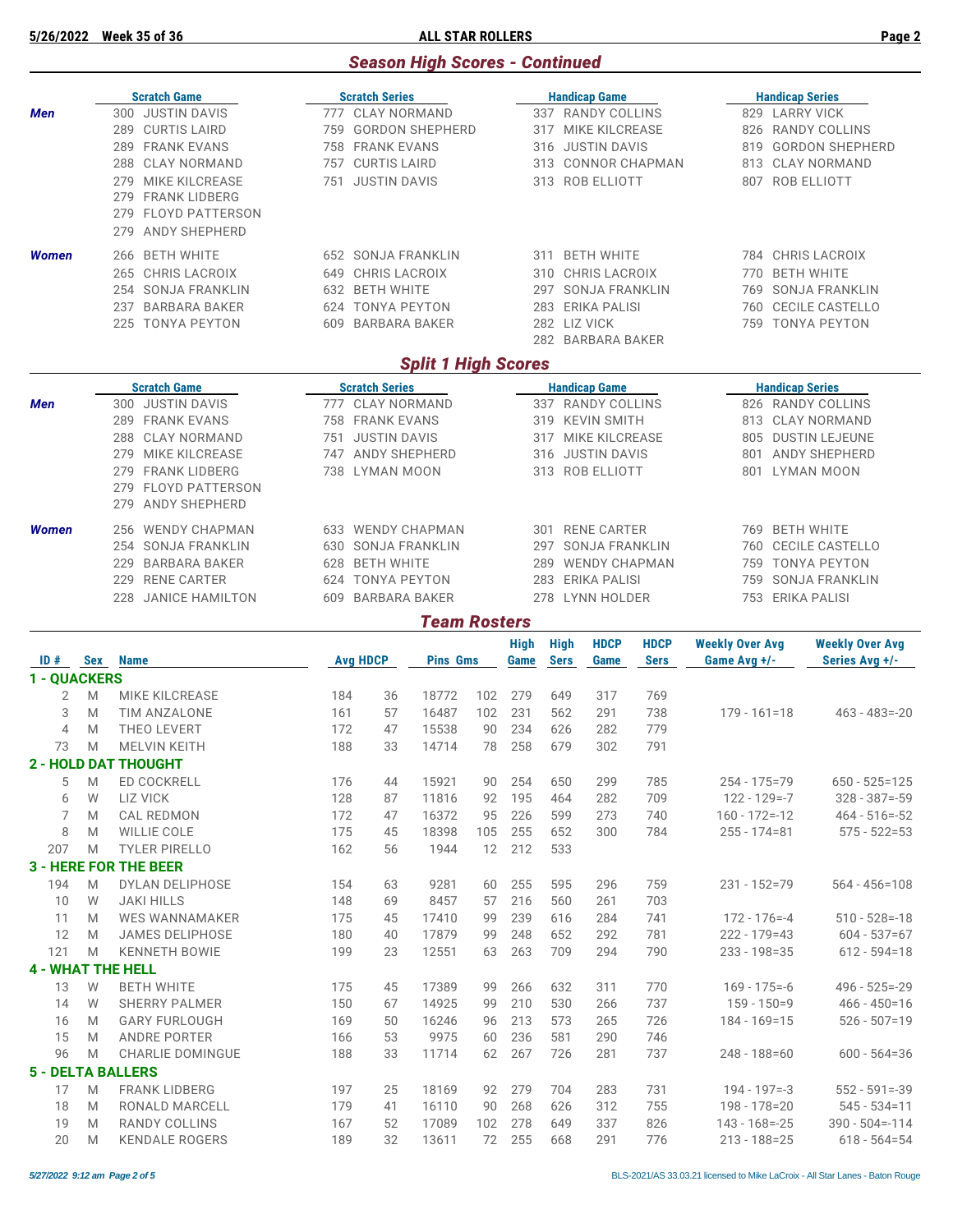## Season High Scores - Continued

| | Scratch Game | Scratch Series | Handicap Game | Handicap Series |
|---|---|---|---|---|
| **Men** | 300 JUSTIN DAVIS | 777 CLAY NORMAND | 337 RANDY COLLINS | 829 LARRY VICK |
| | 289 CURTIS LAIRD | 759 GORDON SHEPHERD | 317 MIKE KILCREASE | 826 RANDY COLLINS |
| | 289 FRANK EVANS | 758 FRANK EVANS | 316 JUSTIN DAVIS | 819 GORDON SHEPHERD |
| | 288 CLAY NORMAND | 757 CURTIS LAIRD | 313 CONNOR CHAPMAN | 813 CLAY NORMAND |
| | 279 MIKE KILCREASE | 751 JUSTIN DAVIS | 313 ROB ELLIOTT | 807 ROB ELLIOTT |
| | 279 FRANK LIDBERG | | | |
| | 279 FLOYD PATTERSON | | | |
| | 279 ANDY SHEPHERD | | | |
| **Women** | 266 BETH WHITE | 652 SONJA FRANKLIN | 311 BETH WHITE | 784 CHRIS LACROIX |
| | 265 CHRIS LACROIX | 649 CHRIS LACROIX | 310 CHRIS LACROIX | 770 BETH WHITE |
| | 254 SONJA FRANKLIN | 632 BETH WHITE | 297 SONJA FRANKLIN | 769 SONJA FRANKLIN |
| | 237 BARBARA BAKER | 624 TONYA PEYTON | 283 ERIKA PALISI | 760 CECILE CASTELLO |
| | 225 TONYA PEYTON | 609 BARBARA BAKER | 282 LIZ VICK | 759 TONYA PEYTON |
| | | | 282 BARBARA BAKER | |

## Split 1 High Scores

| | Scratch Game | Scratch Series | Handicap Game | Handicap Series |
|---|---|---|---|---|
| **Men** | 300 JUSTIN DAVIS | 777 CLAY NORMAND | 337 RANDY COLLINS | 826 RANDY COLLINS |
| | 289 FRANK EVANS | 758 FRANK EVANS | 319 KEVIN SMITH | 813 CLAY NORMAND |
| | 288 CLAY NORMAND | 751 JUSTIN DAVIS | 317 MIKE KILCREASE | 805 DUSTIN LEJEUNE |
| | 279 MIKE KILCREASE | 747 ANDY SHEPHERD | 316 JUSTIN DAVIS | 801 ANDY SHEPHERD |
| | 279 FRANK LIDBERG | 738 LYMAN MOON | 313 ROB ELLIOTT | 801 LYMAN MOON |
| | 279 FLOYD PATTERSON | | | |
| | 279 ANDY SHEPHERD | | | |
| **Women** | 256 WENDY CHAPMAN | 633 WENDY CHAPMAN | 301 RENE CARTER | 769 BETH WHITE |
| | 254 SONJA FRANKLIN | 630 SONJA FRANKLIN | 297 SONJA FRANKLIN | 760 CECILE CASTELLO |
| | 229 BARBARA BAKER | 628 BETH WHITE | 289 WENDY CHAPMAN | 759 TONYA PEYTON |
| | 229 RENE CARTER | 624 TONYA PEYTON | 283 ERIKA PALISI | 759 SONJA FRANKLIN |
| | 228 JANICE HAMILTON | 609 BARBARA BAKER | 278 LYNN HOLDER | 753 ERIKA PALISI |

## Team Rosters

| ID # | Sex | Name | Avg | HDCP | Pins | Gms | High Game | High Sers | HDCP Game | HDCP Sers | Weekly Over Avg Game Avg +/- | Weekly Over Avg Series Avg +/- |
|---|---|---|---|---|---|---|---|---|---|---|---|---|
| **1 - QUACKERS** | | | | | | | | | | | | |
| 2 | M | MIKE KILCREASE | 184 | 36 | 18772 | 102 | 279 | 649 | 317 | 769 | | |
| 3 | M | TIM ANZALONE | 161 | 57 | 16487 | 102 | 231 | 562 | 291 | 738 | 179 - 161=18 | 463 - 483=-20 |
| 4 | M | THEO LEVERT | 172 | 47 | 15538 | 90 | 234 | 626 | 282 | 779 | | |
| 73 | M | MELVIN KEITH | 188 | 33 | 14714 | 78 | 258 | 679 | 302 | 791 | | |
| **2 - HOLD DAT THOUGHT** | | | | | | | | | | | | |
| 5 | M | ED COCKRELL | 176 | 44 | 15921 | 90 | 254 | 650 | 299 | 785 | 254 - 175=79 | 650 - 525=125 |
| 6 | W | LIZ VICK | 128 | 87 | 11816 | 92 | 195 | 464 | 282 | 709 | 122 - 129=-7 | 328 - 387=-59 |
| 7 | M | CAL REDMON | 172 | 47 | 16372 | 95 | 226 | 599 | 273 | 740 | 160 - 172=-12 | 464 - 516=-52 |
| 8 | M | WILLIE COLE | 175 | 45 | 18398 | 105 | 255 | 652 | 300 | 784 | 255 - 174=81 | 575 - 522=53 |
| 207 | M | TYLER PIRELLO | 162 | 56 | 1944 | 12 | 212 | 533 | | | | |
| **3 - HERE FOR THE BEER** | | | | | | | | | | | | |
| 194 | M | DYLAN DELIPHOSE | 154 | 63 | 9281 | 60 | 255 | 595 | 296 | 759 | 231 - 152=79 | 564 - 456=108 |
| 10 | W | JAKI HILLS | 148 | 69 | 8457 | 57 | 216 | 560 | 261 | 703 | | |
| 11 | M | WES WANNAMAKER | 175 | 45 | 17410 | 99 | 239 | 616 | 284 | 741 | 172 - 176=-4 | 510 - 528=-18 |
| 12 | M | JAMES DELIPHOSE | 180 | 40 | 17879 | 99 | 248 | 652 | 292 | 781 | 222 - 179=43 | 604 - 537=67 |
| 121 | M | KENNETH BOWIE | 199 | 23 | 12551 | 63 | 263 | 709 | 294 | 790 | 233 - 198=35 | 612 - 594=18 |
| **4 - WHAT THE HELL** | | | | | | | | | | | | |
| 13 | W | BETH WHITE | 175 | 45 | 17389 | 99 | 266 | 632 | 311 | 770 | 169 - 175=-6 | 496 - 525=-29 |
| 14 | W | SHERRY PALMER | 150 | 67 | 14925 | 99 | 210 | 530 | 266 | 737 | 159 - 150=9 | 466 - 450=16 |
| 16 | M | GARY FURLOUGH | 169 | 50 | 16246 | 96 | 213 | 573 | 265 | 726 | 184 - 169=15 | 526 - 507=19 |
| 15 | M | ANDRE PORTER | 166 | 53 | 9975 | 60 | 236 | 581 | 290 | 746 | | |
| 96 | M | CHARLIE DOMINGUE | 188 | 33 | 11714 | 62 | 267 | 726 | 281 | 737 | 248 - 188=60 | 600 - 564=36 |
| **5 - DELTA BALLERS** | | | | | | | | | | | | |
| 17 | M | FRANK LIDBERG | 197 | 25 | 18169 | 92 | 279 | 704 | 283 | 731 | 194 - 197=-3 | 552 - 591=-39 |
| 18 | M | RONALD MARCELL | 179 | 41 | 16110 | 90 | 268 | 626 | 312 | 755 | 198 - 178=20 | 545 - 534=11 |
| 19 | M | RANDY COLLINS | 167 | 52 | 17089 | 102 | 278 | 649 | 337 | 826 | 143 - 168=-25 | 390 - 504=-114 |
| 20 | M | KENDALE ROGERS | 189 | 32 | 13611 | 72 | 255 | 668 | 291 | 776 | 213 - 188=25 | 618 - 564=54 |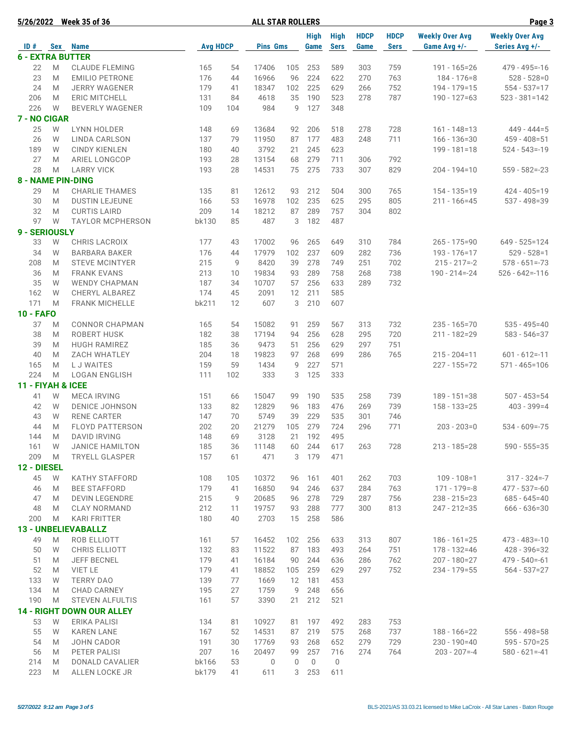**5/26/2022 Week 35 of 36 — ALL STAR ROLLERS**

| ID # | Sex | Name | Avg | HDCP | Pins | Gms | High Game | High Sers | HDCP Game | HDCP Sers | Weekly Over Avg Game Avg +/- | Weekly Over Avg Series Avg +/- |
|---|---|---|---|---|---|---|---|---|---|---|---|---|
| **6 - EXTRA BUTTER** | | | | | | | | | | | | |
| 22 | M | CLAUDE FLEMING | 165 | 54 | 17406 | 105 | 253 | 589 | 303 | 759 | 191 - 165=26 | 479 - 495=-16 |
| 23 | M | EMILIO PETRONE | 176 | 44 | 16966 | 96 | 224 | 622 | 270 | 763 | 184 - 176=8 | 528 - 528=0 |
| 24 | M | JERRY WAGENER | 179 | 41 | 18347 | 102 | 225 | 629 | 266 | 752 | 194 - 179=15 | 554 - 537=17 |
| 206 | M | ERIC MITCHELL | 131 | 84 | 4618 | 35 | 190 | 523 | 278 | 787 | 190 - 127=63 | 523 - 381=142 |
| 226 | W | BEVERLY WAGENER | 109 | 104 | 984 | 9 | 127 | 348 | | | | |
| **7 - NO CIGAR** | | | | | | | | | | | | |
| 25 | W | LYNN HOLDER | 148 | 69 | 13684 | 92 | 206 | 518 | 278 | 728 | 161 - 148=13 | 449 - 444=5 |
| 26 | W | LINDA CARLSON | 137 | 79 | 11950 | 87 | 177 | 483 | 248 | 711 | 166 - 136=30 | 459 - 408=51 |
| 189 | W | CINDY KIENLEN | 180 | 40 | 3792 | 21 | 245 | 623 | | | 199 - 181=18 | 524 - 543=-19 |
| 27 | M | ARIEL LONGCOP | 193 | 28 | 13154 | 68 | 279 | 711 | 306 | 792 | | |
| 28 | M | LARRY VICK | 193 | 28 | 14531 | 75 | 275 | 733 | 307 | 829 | 204 - 194=10 | 559 - 582=-23 |
| **8 - NAME PIN-DING** | | | | | | | | | | | | |
| 29 | M | CHARLIE THAMES | 135 | 81 | 12612 | 93 | 212 | 504 | 300 | 765 | 154 - 135=19 | 424 - 405=19 |
| 30 | M | DUSTIN LEJEUNE | 166 | 53 | 16978 | 102 | 235 | 625 | 295 | 805 | 211 - 166=45 | 537 - 498=39 |
| 32 | M | CURTIS LAIRD | 209 | 14 | 18212 | 87 | 289 | 757 | 304 | 802 | | |
| 97 | W | TAYLOR MCPHERSON | bk130 | 85 | 487 | 3 | 182 | 487 | | | | |
| **9 - SERIOUSLY** | | | | | | | | | | | | |
| 33 | W | CHRIS LACROIX | 177 | 43 | 17002 | 96 | 265 | 649 | 310 | 784 | 265 - 175=90 | 649 - 525=124 |
| 34 | W | BARBARA BAKER | 176 | 44 | 17979 | 102 | 237 | 609 | 282 | 736 | 193 - 176=17 | 529 - 528=1 |
| 208 | M | STEVE MCINTYER | 215 | 9 | 8420 | 39 | 278 | 749 | 251 | 702 | 215 - 217=-2 | 578 - 651=-73 |
| 36 | M | FRANK EVANS | 213 | 10 | 19834 | 93 | 289 | 758 | 268 | 738 | 190 - 214=-24 | 526 - 642=-116 |
| 35 | W | WENDY CHAPMAN | 187 | 34 | 10707 | 57 | 256 | 633 | 289 | 732 | | |
| 162 | W | CHERYL ALBAREZ | 174 | 45 | 2091 | 12 | 211 | 585 | | | | |
| 171 | M | FRANK MICHELLE | bk211 | 12 | 607 | 3 | 210 | 607 | | | | |
| **10 - FAFO** | | | | | | | | | | | | |
| 37 | M | CONNOR CHAPMAN | 165 | 54 | 15082 | 91 | 259 | 567 | 313 | 732 | 235 - 165=70 | 535 - 495=40 |
| 38 | M | ROBERT HUSK | 182 | 38 | 17194 | 94 | 256 | 628 | 295 | 720 | 211 - 182=29 | 583 - 546=37 |
| 39 | M | HUGH RAMIREZ | 185 | 36 | 9473 | 51 | 256 | 629 | 297 | 751 | | |
| 40 | M | ZACH WHATLEY | 204 | 18 | 19823 | 97 | 268 | 699 | 286 | 765 | 215 - 204=11 | 601 - 612=-11 |
| 165 | M | L J WAITES | 159 | 59 | 1434 | 9 | 227 | 571 | | | 227 - 155=72 | 571 - 465=106 |
| 224 | M | LOGAN ENGLISH | 111 | 102 | 333 | 3 | 125 | 333 | | | | |
| **11 - FIYAH & ICEE** | | | | | | | | | | | | |
| 41 | W | MECA IRVING | 151 | 66 | 15047 | 99 | 190 | 535 | 258 | 739 | 189 - 151=38 | 507 - 453=54 |
| 42 | W | DENICE JOHNSON | 133 | 82 | 12829 | 96 | 183 | 476 | 269 | 739 | 158 - 133=25 | 403 - 399=4 |
| 43 | W | RENE CARTER | 147 | 70 | 5749 | 39 | 229 | 535 | 301 | 746 | | |
| 44 | M | FLOYD PATTERSON | 202 | 20 | 21279 | 105 | 279 | 724 | 296 | 771 | 203 - 203=0 | 534 - 609=-75 |
| 144 | M | DAVID IRVING | 148 | 69 | 3128 | 21 | 192 | 495 | | | | |
| 161 | W | JANICE HAMILTON | 185 | 36 | 11148 | 60 | 244 | 617 | 263 | 728 | 213 - 185=28 | 590 - 555=35 |
| 209 | M | TRYELL GLASPER | 157 | 61 | 471 | 3 | 179 | 471 | | | | |
| **12 - DIESEL** | | | | | | | | | | | | |
| 45 | W | KATHY STAFFORD | 108 | 105 | 10372 | 96 | 161 | 401 | 262 | 703 | 109 - 108=1 | 317 - 324=-7 |
| 46 | M | BEE STAFFORD | 179 | 41 | 16850 | 94 | 246 | 637 | 284 | 763 | 171 - 179=-8 | 477 - 537=-60 |
| 47 | M | DEVIN LEGENDRE | 215 | 9 | 20685 | 96 | 278 | 729 | 287 | 756 | 238 - 215=23 | 685 - 645=40 |
| 48 | M | CLAY NORMAND | 212 | 11 | 19757 | 93 | 288 | 777 | 300 | 813 | 247 - 212=35 | 666 - 636=30 |
| 200 | M | KARI FRITTER | 180 | 40 | 2703 | 15 | 258 | 586 | | | | |
| **13 - UNBELIEVABALLZ** | | | | | | | | | | | | |
| 49 | M | ROB ELLIOTT | 161 | 57 | 16452 | 102 | 256 | 633 | 313 | 807 | 186 - 161=25 | 473 - 483=-10 |
| 50 | W | CHRIS ELLIOTT | 132 | 83 | 11522 | 87 | 183 | 493 | 264 | 751 | 178 - 132=46 | 428 - 396=32 |
| 51 | M | JEFF BECNEL | 179 | 41 | 16184 | 90 | 244 | 636 | 286 | 762 | 207 - 180=27 | 479 - 540=-61 |
| 52 | M | VIET LE | 179 | 41 | 18852 | 105 | 259 | 629 | 297 | 752 | 234 - 179=55 | 564 - 537=27 |
| 133 | W | TERRY DAO | 139 | 77 | 1669 | 12 | 181 | 453 | | | | |
| 134 | M | CHAD CARNEY | 195 | 27 | 1759 | 9 | 248 | 656 | | | | |
| 190 | M | STEVEN ALFULTIS | 161 | 57 | 3390 | 21 | 212 | 521 | | | | |
| **14 - RIGHT DOWN OUR ALLEY** | | | | | | | | | | | | |
| 53 | W | ERIKA PALISI | 134 | 81 | 10927 | 81 | 197 | 492 | 283 | 753 | | |
| 55 | W | KAREN LANE | 167 | 52 | 14531 | 87 | 219 | 575 | 268 | 737 | 188 - 166=22 | 556 - 498=58 |
| 54 | M | JOHN CADOR | 191 | 30 | 17769 | 93 | 268 | 652 | 279 | 729 | 230 - 190=40 | 595 - 570=25 |
| 56 | M | PETER PALISI | 207 | 16 | 20497 | 99 | 257 | 716 | 274 | 764 | 203 - 207=-4 | 580 - 621=-41 |
| 214 | M | DONALD CAVALIER | bk166 | 53 | 0 | 0 | 0 | 0 | | | | |
| 223 | M | ALLEN LOCKE JR | bk179 | 41 | 611 | 3 | 253 | 611 | | | | |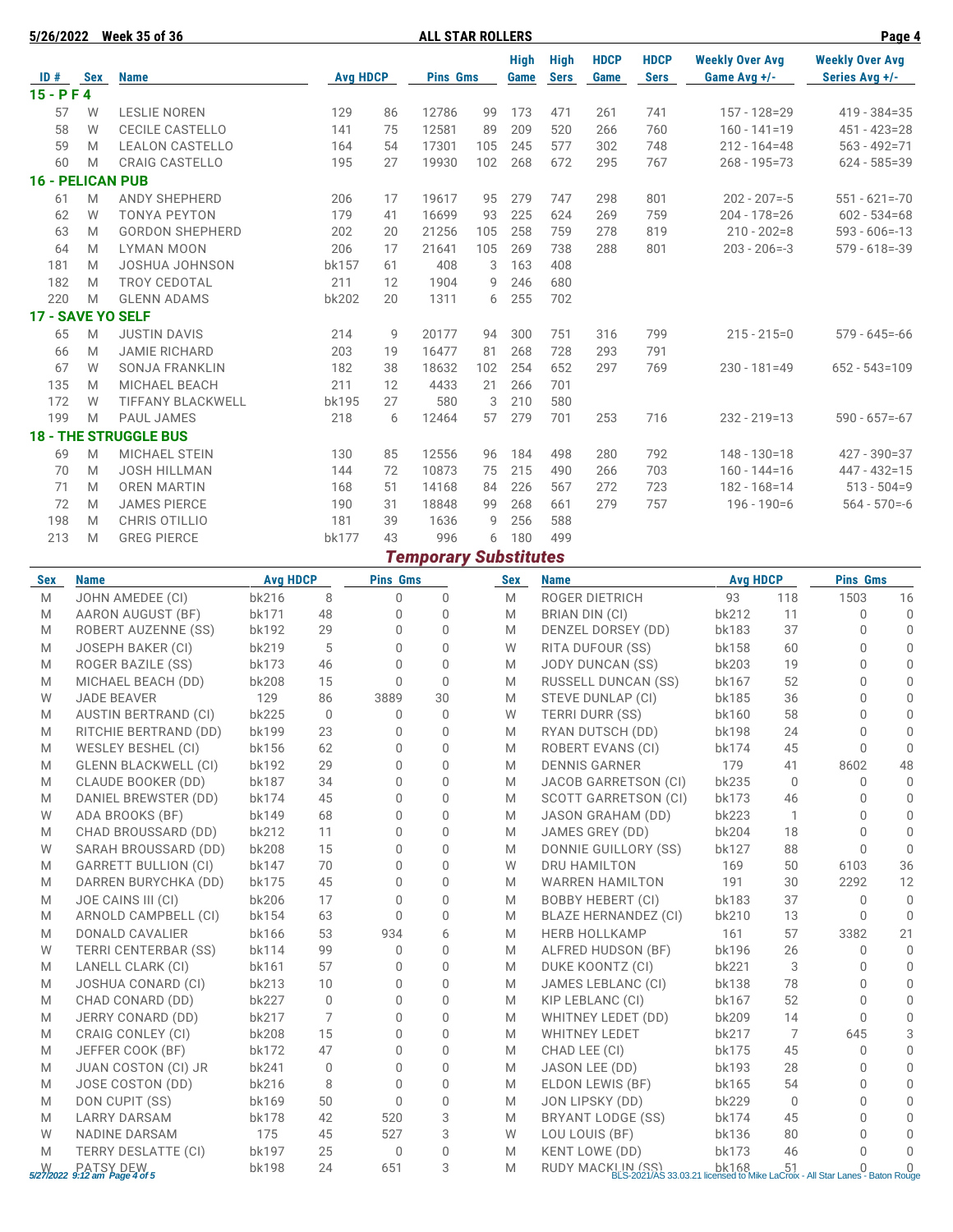**5/26/2022 Week 35 of 36 — ALL STAR ROLLERS**

| ID # | Sex | Name | Avg | HDCP | Pins | Gms | High Game | High Sers | HDCP Game | HDCP Sers | Weekly Over Avg Game Avg +/- | Weekly Over Avg Series Avg +/- |
|---|---|---|---|---|---|---|---|---|---|---|---|---|
| **15 - P F 4** | | | | | | | | | | | | |
| 57 | W | LESLIE NOREN | 129 | 86 | 12786 | 99 | 173 | 471 | 261 | 741 | 157 - 128=29 | 419 - 384=35 |
| 58 | W | CECILE CASTELLO | 141 | 75 | 12581 | 89 | 209 | 520 | 266 | 760 | 160 - 141=19 | 451 - 423=28 |
| 59 | M | LEALON CASTELLO | 164 | 54 | 17301 | 105 | 245 | 577 | 302 | 748 | 212 - 164=48 | 563 - 492=71 |
| 60 | M | CRAIG CASTELLO | 195 | 27 | 19930 | 102 | 268 | 672 | 295 | 767 | 268 - 195=73 | 624 - 585=39 |
| **16 - PELICAN PUB** | | | | | | | | | | | | |
| 61 | M | ANDY SHEPHERD | 206 | 17 | 19617 | 95 | 279 | 747 | 298 | 801 | 202 - 207=-5 | 551 - 621=-70 |
| 62 | W | TONYA PEYTON | 179 | 41 | 16699 | 93 | 225 | 624 | 269 | 759 | 204 - 178=26 | 602 - 534=68 |
| 63 | M | GORDON SHEPHERD | 202 | 20 | 21256 | 105 | 258 | 759 | 278 | 819 | 210 - 202=8 | 593 - 606=-13 |
| 64 | M | LYMAN MOON | 206 | 17 | 21641 | 105 | 269 | 738 | 288 | 801 | 203 - 206=-3 | 579 - 618=-39 |
| 181 | M | JOSHUA JOHNSON | bk157 | 61 | 408 | 3 | 163 | 408 | | | | |
| 182 | M | TROY CEDOTAL | 211 | 12 | 1904 | 9 | 246 | 680 | | | | |
| 220 | M | GLENN ADAMS | bk202 | 20 | 1311 | 6 | 255 | 702 | | | | |
| **17 - SAVE YO SELF** | | | | | | | | | | | | |
| 65 | M | JUSTIN DAVIS | 214 | 9 | 20177 | 94 | 300 | 751 | 316 | 799 | 215 - 215=0 | 579 - 645=-66 |
| 66 | M | JAMIE RICHARD | 203 | 19 | 16477 | 81 | 268 | 728 | 293 | 791 | | |
| 67 | W | SONJA FRANKLIN | 182 | 38 | 18632 | 102 | 254 | 652 | 297 | 769 | 230 - 181=49 | 652 - 543=109 |
| 135 | M | MICHAEL BEACH | 211 | 12 | 4433 | 21 | 266 | 701 | | | | |
| 172 | W | TIFFANY BLACKWELL | bk195 | 27 | 580 | 3 | 210 | 580 | | | | |
| 199 | M | PAUL JAMES | 218 | 6 | 12464 | 57 | 279 | 701 | 253 | 716 | 232 - 219=13 | 590 - 657=-67 |
| **18 - THE STRUGGLE BUS** | | | | | | | | | | | | |
| 69 | M | MICHAEL STEIN | 130 | 85 | 12556 | 96 | 184 | 498 | 280 | 792 | 148 - 130=18 | 427 - 390=37 |
| 70 | M | JOSH HILLMAN | 144 | 72 | 10873 | 75 | 215 | 490 | 266 | 703 | 160 - 144=16 | 447 - 432=15 |
| 71 | M | OREN MARTIN | 168 | 51 | 14168 | 84 | 226 | 567 | 272 | 723 | 182 - 168=14 | 513 - 504=9 |
| 72 | M | JAMES PIERCE | 190 | 31 | 18848 | 99 | 268 | 661 | 279 | 757 | 196 - 190=6 | 564 - 570=-6 |
| 198 | M | CHRIS OTILLIO | 181 | 39 | 1636 | 9 | 256 | 588 | | | | |
| 213 | M | GREG PIERCE | bk177 | 43 | 996 | 6 | 180 | 499 | | | | |

## *Temporary Substitutes*

| Sex | Name | Avg | HDCP | Pins | Gms | Sex | Name | Avg | HDCP | Pins | Gms |
|---|---|---|---|---|---|---|---|---|---|---|---|
| M | JOHN AMEDEE (CI) | bk216 | 8 | 0 | 0 | M | ROGER DIETRICH | 93 | 118 | 1503 | 16 |
| M | AARON AUGUST (BF) | bk171 | 48 | 0 | 0 | M | BRIAN DIN (CI) | bk212 | 11 | 0 | 0 |
| M | ROBERT AUZENNE (SS) | bk192 | 29 | 0 | 0 | M | DENZEL DORSEY (DD) | bk183 | 37 | 0 | 0 |
| M | JOSEPH BAKER (CI) | bk219 | 5 | 0 | 0 | W | RITA DUFOUR (SS) | bk158 | 60 | 0 | 0 |
| M | ROGER BAZILE (SS) | bk173 | 46 | 0 | 0 | M | JODY DUNCAN (SS) | bk203 | 19 | 0 | 0 |
| M | MICHAEL BEACH (DD) | bk208 | 15 | 0 | 0 | M | RUSSELL DUNCAN (SS) | bk167 | 52 | 0 | 0 |
| W | JADE BEAVER | 129 | 86 | 3889 | 30 | M | STEVE DUNLAP (CI) | bk185 | 36 | 0 | 0 |
| M | AUSTIN BERTRAND (CI) | bk225 | 0 | 0 | 0 | W | TERRI DURR (SS) | bk160 | 58 | 0 | 0 |
| M | RITCHIE BERTRAND (DD) | bk199 | 23 | 0 | 0 | M | RYAN DUTSCH (DD) | bk198 | 24 | 0 | 0 |
| M | WESLEY BESHEL (CI) | bk156 | 62 | 0 | 0 | M | ROBERT EVANS (CI) | bk174 | 45 | 0 | 0 |
| M | GLENN BLACKWELL (CI) | bk192 | 29 | 0 | 0 | M | DENNIS GARNER | 179 | 41 | 8602 | 48 |
| M | CLAUDE BOOKER (DD) | bk187 | 34 | 0 | 0 | M | JACOB GARRETSON (CI) | bk235 | 0 | 0 | 0 |
| M | DANIEL BREWSTER (DD) | bk174 | 45 | 0 | 0 | M | SCOTT GARRETSON (CI) | bk173 | 46 | 0 | 0 |
| W | ADA BROOKS (BF) | bk149 | 68 | 0 | 0 | M | JASON GRAHAM (DD) | bk223 | 1 | 0 | 0 |
| M | CHAD BROUSSARD (DD) | bk212 | 11 | 0 | 0 | M | JAMES GREY (DD) | bk204 | 18 | 0 | 0 |
| W | SARAH BROUSSARD (DD) | bk208 | 15 | 0 | 0 | M | DONNIE GUILLORY (SS) | bk127 | 88 | 0 | 0 |
| M | GARRETT BULLION (CI) | bk147 | 70 | 0 | 0 | W | DRU HAMILTON | 169 | 50 | 6103 | 36 |
| M | DARREN BURYCHKA (DD) | bk175 | 45 | 0 | 0 | M | WARREN HAMILTON | 191 | 30 | 2292 | 12 |
| M | JOE CAINS III (CI) | bk206 | 17 | 0 | 0 | M | BOBBY HEBERT (CI) | bk183 | 37 | 0 | 0 |
| M | ARNOLD CAMPBELL (CI) | bk154 | 63 | 0 | 0 | M | BLAZE HERNANDEZ (CI) | bk210 | 13 | 0 | 0 |
| M | DONALD CAVALIER | bk166 | 53 | 934 | 6 | M | HERB HOLLKAMP | 161 | 57 | 3382 | 21 |
| W | TERRI CENTERBAR (SS) | bk114 | 99 | 0 | 0 | M | ALFRED HUDSON (BF) | bk196 | 26 | 0 | 0 |
| M | LANELL CLARK (CI) | bk161 | 57 | 0 | 0 | M | DUKE KOONTZ (CI) | bk221 | 3 | 0 | 0 |
| M | JOSHUA CONARD (CI) | bk213 | 10 | 0 | 0 | M | JAMES LEBLANC (CI) | bk138 | 78 | 0 | 0 |
| M | CHAD CONARD (DD) | bk227 | 0 | 0 | 0 | M | KIP LEBLANC (CI) | bk167 | 52 | 0 | 0 |
| M | JERRY CONARD (DD) | bk217 | 7 | 0 | 0 | M | WHITNEY LEDET (DD) | bk209 | 14 | 0 | 0 |
| M | CRAIG CONLEY (CI) | bk208 | 15 | 0 | 0 | M | WHITNEY LEDET | bk217 | 7 | 645 | 3 |
| M | JEFFER COOK (BF) | bk172 | 47 | 0 | 0 | M | CHAD LEE (CI) | bk175 | 45 | 0 | 0 |
| M | JUAN COSTON (CI) JR | bk241 | 0 | 0 | 0 | M | JASON LEE (DD) | bk193 | 28 | 0 | 0 |
| M | JOSE COSTON (DD) | bk216 | 8 | 0 | 0 | M | ELDON LEWIS (BF) | bk165 | 54 | 0 | 0 |
| M | DON CUPIT (SS) | bk169 | 50 | 0 | 0 | M | JON LIPSKY (DD) | bk229 | 0 | 0 | 0 |
| M | LARRY DARSAM | bk178 | 42 | 520 | 3 | M | BRYANT LODGE (SS) | bk174 | 45 | 0 | 0 |
| W | NADINE DARSAM | 175 | 45 | 527 | 3 | W | LOU LOUIS (BF) | bk136 | 80 | 0 | 0 |
| M | TERRY DESLATTE (CI) | bk197 | 25 | 0 | 0 | M | KENT LOWE (DD) | bk173 | 46 | 0 | 0 |
| W | PATSY DEW | bk198 | 24 | 651 | 3 | M | RUDY MACKLIN (SS) | bk168 | 51 | 0 | 0 |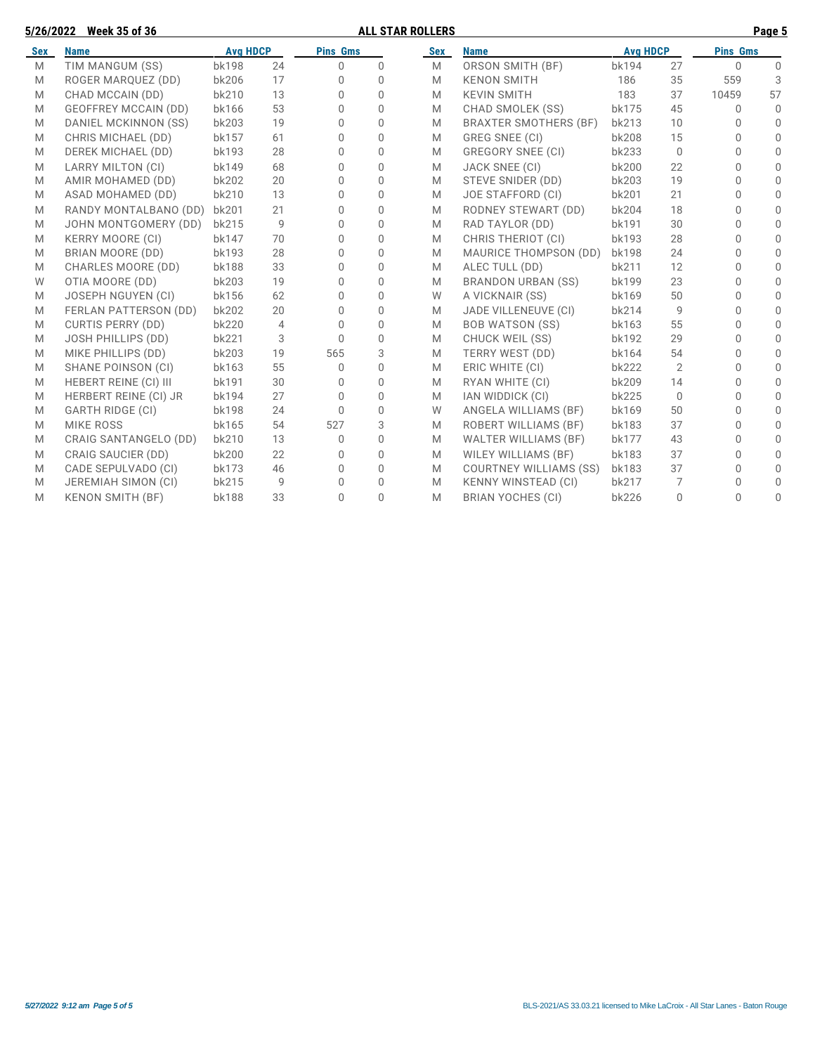| Sex | Name | Avg | HDCP | Pins | Gms |
|---|---|---|---|---|---|
| M | TIM MANGUM (SS) | bk198 | 24 | 0 | 0 |
| M | ROGER MARQUEZ (DD) | bk206 | 17 | 0 | 0 |
| M | CHAD MCCAIN (DD) | bk210 | 13 | 0 | 0 |
| M | GEOFFREY MCCAIN (DD) | bk166 | 53 | 0 | 0 |
| M | DANIEL MCKINNON (SS) | bk203 | 19 | 0 | 0 |
| M | CHRIS MICHAEL (DD) | bk157 | 61 | 0 | 0 |
| M | DEREK MICHAEL (DD) | bk193 | 28 | 0 | 0 |
| M | LARRY MILTON (CI) | bk149 | 68 | 0 | 0 |
| M | AMIR MOHAMED (DD) | bk202 | 20 | 0 | 0 |
| M | ASAD MOHAMED (DD) | bk210 | 13 | 0 | 0 |
| M | RANDY MONTALBANO (DD) | bk201 | 21 | 0 | 0 |
| M | JOHN MONTGOMERY (DD) | bk215 | 9 | 0 | 0 |
| M | KERRY MOORE (CI) | bk147 | 70 | 0 | 0 |
| M | BRIAN MOORE (DD) | bk193 | 28 | 0 | 0 |
| M | CHARLES MOORE (DD) | bk188 | 33 | 0 | 0 |
| W | OTIA MOORE (DD) | bk203 | 19 | 0 | 0 |
| M | JOSEPH NGUYEN (CI) | bk156 | 62 | 0 | 0 |
| M | FERLAN PATTERSON (DD) | bk202 | 20 | 0 | 0 |
| M | CURTIS PERRY (DD) | bk220 | 4 | 0 | 0 |
| M | JOSH PHILLIPS (DD) | bk221 | 3 | 0 | 0 |
| M | MIKE PHILLIPS (DD) | bk203 | 19 | 565 | 3 |
| M | SHANE POINSON (CI) | bk163 | 55 | 0 | 0 |
| M | HEBERT REINE (CI) III | bk191 | 30 | 0 | 0 |
| M | HERBERT REINE (CI) JR | bk194 | 27 | 0 | 0 |
| M | GARTH RIDGE (CI) | bk198 | 24 | 0 | 0 |
| M | MIKE ROSS | bk165 | 54 | 527 | 3 |
| M | CRAIG SANTANGELO (DD) | bk210 | 13 | 0 | 0 |
| M | CRAIG SAUCIER (DD) | bk200 | 22 | 0 | 0 |
| M | CADE SEPULVADO (CI) | bk173 | 46 | 0 | 0 |
| M | JEREMIAH SIMON (CI) | bk215 | 9 | 0 | 0 |
| M | KENON SMITH (BF) | bk188 | 33 | 0 | 0 |
| M | ORSON SMITH (BF) | bk194 | 27 | 0 | 0 |
| M | KENON SMITH | 186 | 35 | 559 | 3 |
| M | KEVIN SMITH | 183 | 37 | 10459 | 57 |
| M | CHAD SMOLEK (SS) | bk175 | 45 | 0 | 0 |
| M | BRAXTER SMOTHERS (BF) | bk213 | 10 | 0 | 0 |
| M | GREG SNEE (CI) | bk208 | 15 | 0 | 0 |
| M | GREGORY SNEE (CI) | bk233 | 0 | 0 | 0 |
| M | JACK SNEE (CI) | bk200 | 22 | 0 | 0 |
| M | STEVE SNIDER (DD) | bk203 | 19 | 0 | 0 |
| M | JOE STAFFORD (CI) | bk201 | 21 | 0 | 0 |
| M | RODNEY STEWART (DD) | bk204 | 18 | 0 | 0 |
| M | RAD TAYLOR (DD) | bk191 | 30 | 0 | 0 |
| M | CHRIS THERIOT (CI) | bk193 | 28 | 0 | 0 |
| M | MAURICE THOMPSON (DD) | bk198 | 24 | 0 | 0 |
| M | ALEC TULL (DD) | bk211 | 12 | 0 | 0 |
| M | BRANDON URBAN (SS) | bk199 | 23 | 0 | 0 |
| W | A VICKNAIR (SS) | bk169 | 50 | 0 | 0 |
| M | JADE VILLENEUVE (CI) | bk214 | 9 | 0 | 0 |
| M | BOB WATSON (SS) | bk163 | 55 | 0 | 0 |
| M | CHUCK WEIL (SS) | bk192 | 29 | 0 | 0 |
| M | TERRY WEST (DD) | bk164 | 54 | 0 | 0 |
| M | ERIC WHITE (CI) | bk222 | 2 | 0 | 0 |
| M | RYAN WHITE (CI) | bk209 | 14 | 0 | 0 |
| M | IAN WIDDICK (CI) | bk225 | 0 | 0 | 0 |
| W | ANGELA WILLIAMS (BF) | bk169 | 50 | 0 | 0 |
| M | ROBERT WILLIAMS (BF) | bk183 | 37 | 0 | 0 |
| M | WALTER WILLIAMS (BF) | bk177 | 43 | 0 | 0 |
| M | WILEY WILLIAMS (BF) | bk183 | 37 | 0 | 0 |
| M | COURTNEY WILLIAMS (SS) | bk183 | 37 | 0 | 0 |
| M | KENNY WINSTEAD (CI) | bk217 | 7 | 0 | 0 |
| M | BRIAN YOCHES (CI) | bk226 | 0 | 0 | 0 |